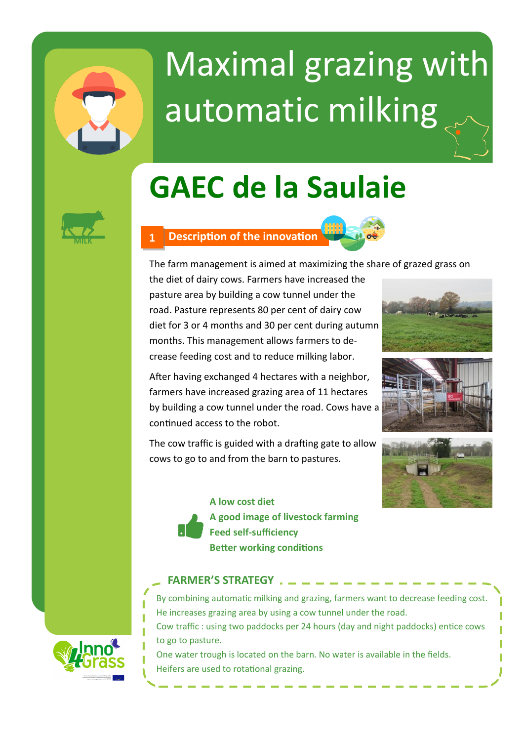# Maximal grazing with automatic milking

MILK

## GAEC de la Saulaie

### 1 Description of the innovation

The farm management is aimed at maximizing the share of grazed grass on the diet of dairy cows. Farmers have increased the pasture area by building a cow tunnel under the road. Pasture represents 80 per cent of dairy cow diet for 3 or 4 months and 30 per cent during autumn months. This management allows farmers to decrease feeding cost and to reduce milking labor.

After having exchanged 4 hectares with a neighbor, farmers have increased grazing area of 11 hectares by building a cow tunnel under the road. Cows have a continued access to the robot.

The cow traffic is guided with a drafting gate to allow cows to go to and from the barn to pastures.

**A low cost diet**
**A good image of livestock farming**
**Feed self-sufficiency**
**Better working conditions**

### FARMER'S STRATEGY

By combining automatic milking and grazing, farmers want to decrease feeding cost.
He increases grazing area by using a cow tunnel under the road.
Cow traffic : using two paddocks per 24 hours (day and night paddocks) entice cows to go to pasture.
One water trough is located on the barn. No water is available in the fields.
Heifers are used to rotational grazing.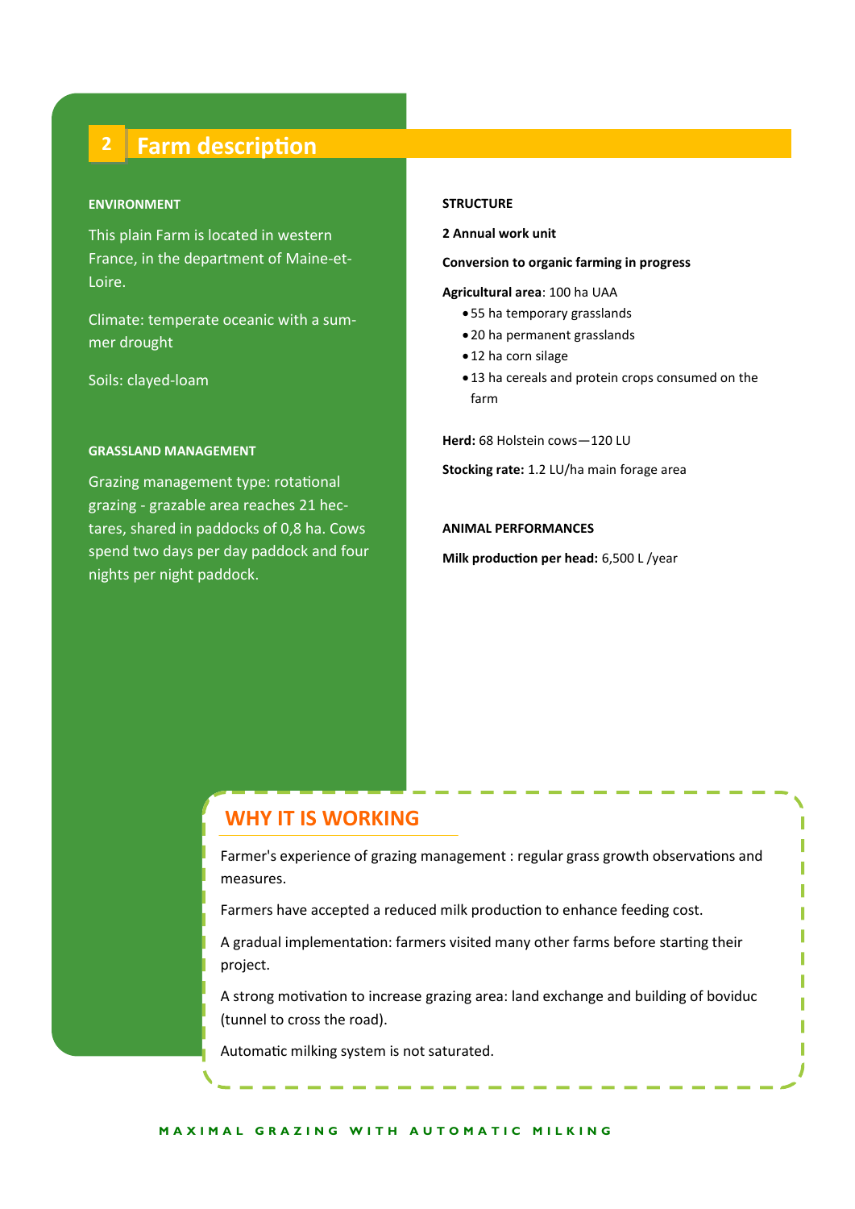## 2 Farm description

### ENVIRONMENT

This plain Farm is located in western France, in the department of Maine-et-Loire.

Climate: temperate oceanic with a summer drought

Soils: clayed-loam

### GRASSLAND MANAGEMENT

Grazing management type: rotational grazing - grazable area reaches 21 hectares, shared in paddocks of 0,8 ha. Cows spend two days per day paddock and four nights per night paddock.

### STRUCTURE

**2 Annual work unit**

**Conversion to organic farming in progress**

**Agricultural area**: 100 ha UAA

- 55 ha temporary grasslands
- 20 ha permanent grasslands
- 12 ha corn silage
- 13 ha cereals and protein crops consumed on the farm

**Herd:** 68 Holstein cows—120 LU

**Stocking rate:** 1.2 LU/ha main forage area

### ANIMAL PERFORMANCES

**Milk production per head:** 6,500 L /year

### WHY IT IS WORKING

Farmer's experience of grazing management : regular grass growth observations and measures.

Farmers have accepted a reduced milk production to enhance feeding cost.

A gradual implementation: farmers visited many other farms before starting their project.

A strong motivation to increase grazing area: land exchange and building of boviduc (tunnel to cross the road).

Automatic milking system is not saturated.